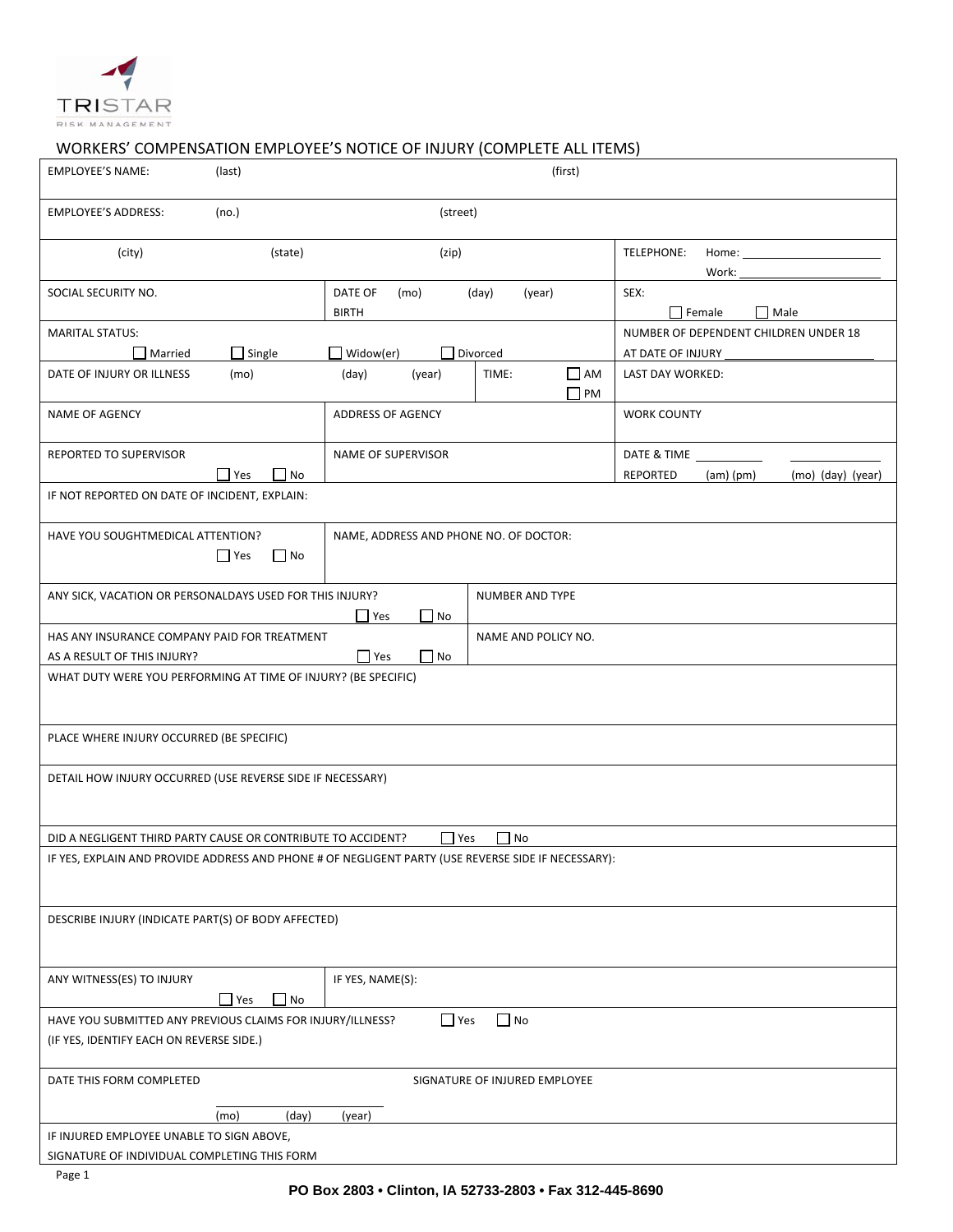TRISTAR
RISK MANAGEMENT

## WORKERS' COMPENSATION EMPLOYEE'S NOTICE OF INJURY (COMPLETE ALL ITEMS)

| | | | |
|---|---|---|---|
| EMPLOYEE'S NAME: (last) | | (first) | |
| EMPLOYEE'S ADDRESS: (no.) | | (street) | |
| (city) (state) | | (zip) | TELEPHONE: Home: ______ Work: ______ |
| SOCIAL SECURITY NO. | DATE OF BIRTH (mo) (day) (year) | | SEX: ☐ Female ☐ Male |
| MARITAL STATUS: ☐ Married ☐ Single | ☐ Widow(er) ☐ Divorced | | NUMBER OF DEPENDENT CHILDREN UNDER 18 AT DATE OF INJURY ______ |
| DATE OF INJURY OR ILLNESS (mo) | (day) (year) | TIME: ☐ AM ☐ PM | LAST DAY WORKED: |
| NAME OF AGENCY | ADDRESS OF AGENCY | | WORK COUNTY |
| REPORTED TO SUPERVISOR ☐ Yes ☐ No | NAME OF SUPERVISOR | | DATE & TIME REPORTED ______ (am) (pm) ______ (mo) (day) (year) |
| IF NOT REPORTED ON DATE OF INCIDENT, EXPLAIN: | | | |
| HAVE YOU SOUGHTMEDICAL ATTENTION? ☐ Yes ☐ No | NAME, ADDRESS AND PHONE NO. OF DOCTOR: | | |
| ANY SICK, VACATION OR PERSONALDAYS USED FOR THIS INJURY? ☐ Yes ☐ No | | NUMBER AND TYPE | |
| HAS ANY INSURANCE COMPANY PAID FOR TREATMENT AS A RESULT OF THIS INJURY? ☐ Yes ☐ No | | NAME AND POLICY NO. | |
| WHAT DUTY WERE YOU PERFORMING AT TIME OF INJURY? (BE SPECIFIC) | | | |
| PLACE WHERE INJURY OCCURRED (BE SPECIFIC) | | | |
| DETAIL HOW INJURY OCCURRED (USE REVERSE SIDE IF NECESSARY) | | | |
| DID A NEGLIGENT THIRD PARTY CAUSE OR CONTRIBUTE TO ACCIDENT? ☐ Yes ☐ No | | | |
| IF YES, EXPLAIN AND PROVIDE ADDRESS AND PHONE # OF NEGLIGENT PARTY (USE REVERSE SIDE IF NECESSARY): | | | |
| DESCRIBE INJURY (INDICATE PART(S) OF BODY AFFECTED) | | | |
| ANY WITNESS(ES) TO INJURY ☐ Yes ☐ No | IF YES, NAME(S): | | |
| HAVE YOU SUBMITTED ANY PREVIOUS CLAIMS FOR INJURY/ILLNESS? ☐ Yes ☐ No (IF YES, IDENTIFY EACH ON REVERSE SIDE.) | | | |
| DATE THIS FORM COMPLETED ______ (mo) (day) (year) | | SIGNATURE OF INJURED EMPLOYEE | |
| IF INJURED EMPLOYEE UNABLE TO SIGN ABOVE, SIGNATURE OF INDIVIDUAL COMPLETING THIS FORM | | | |

PO Box 2803 • Clinton, IA 52733-2803 • Fax 312-445-8690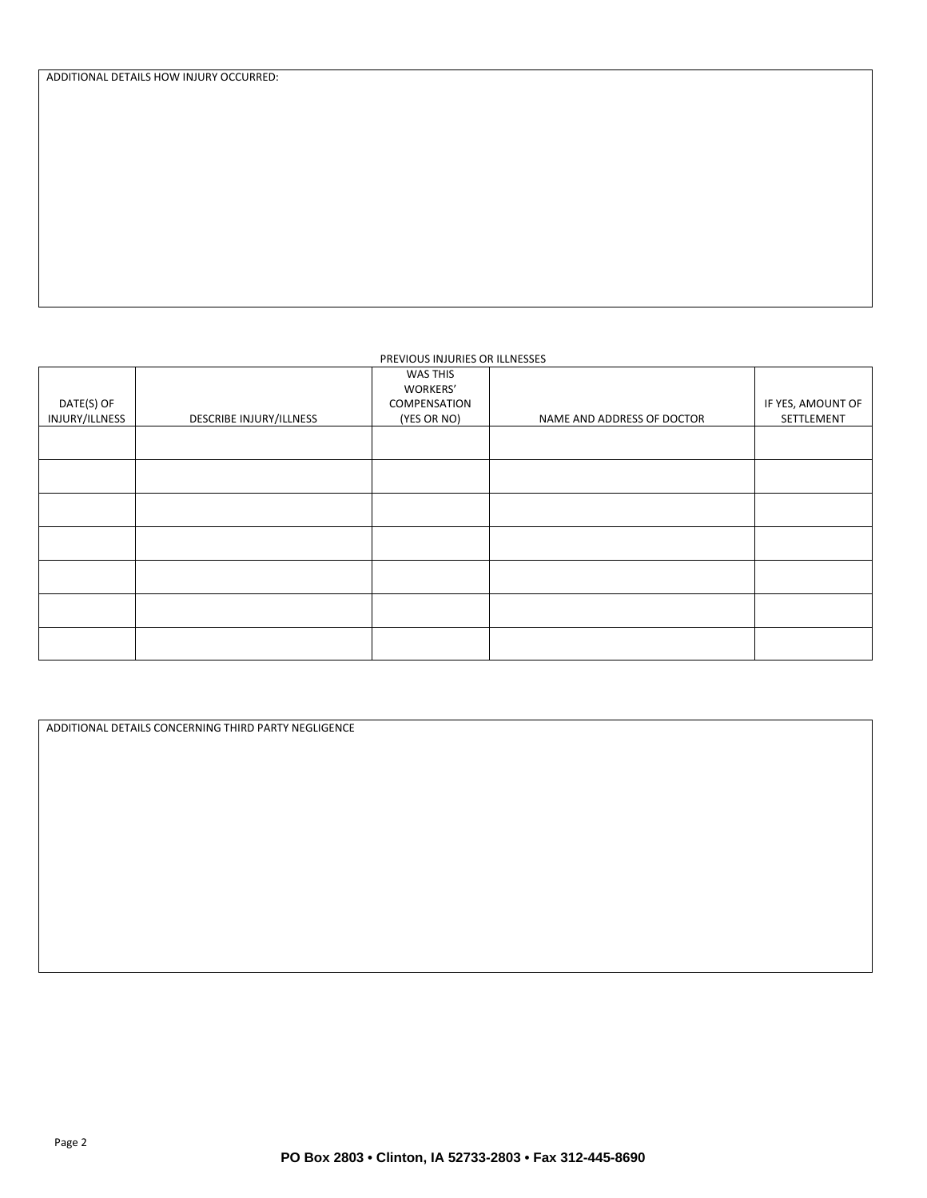ADDITIONAL DETAILS HOW INJURY OCCURRED:

PREVIOUS INJURIES OR ILLNESSES

| DATE(S) OF INJURY/ILLNESS | DESCRIBE INJURY/ILLNESS | WAS THIS WORKERS' COMPENSATION (YES OR NO) | NAME AND ADDRESS OF DOCTOR | IF YES, AMOUNT OF SETTLEMENT |
|---|---|---|---|---|
| | | | | |
| | | | | |
| | | | | |
| | | | | |
| | | | | |
| | | | | |
| | | | | |

ADDITIONAL DETAILS CONCERNING THIRD PARTY NEGLIGENCE

PO Box 2803 • Clinton, IA 52733-2803 • Fax 312-445-8690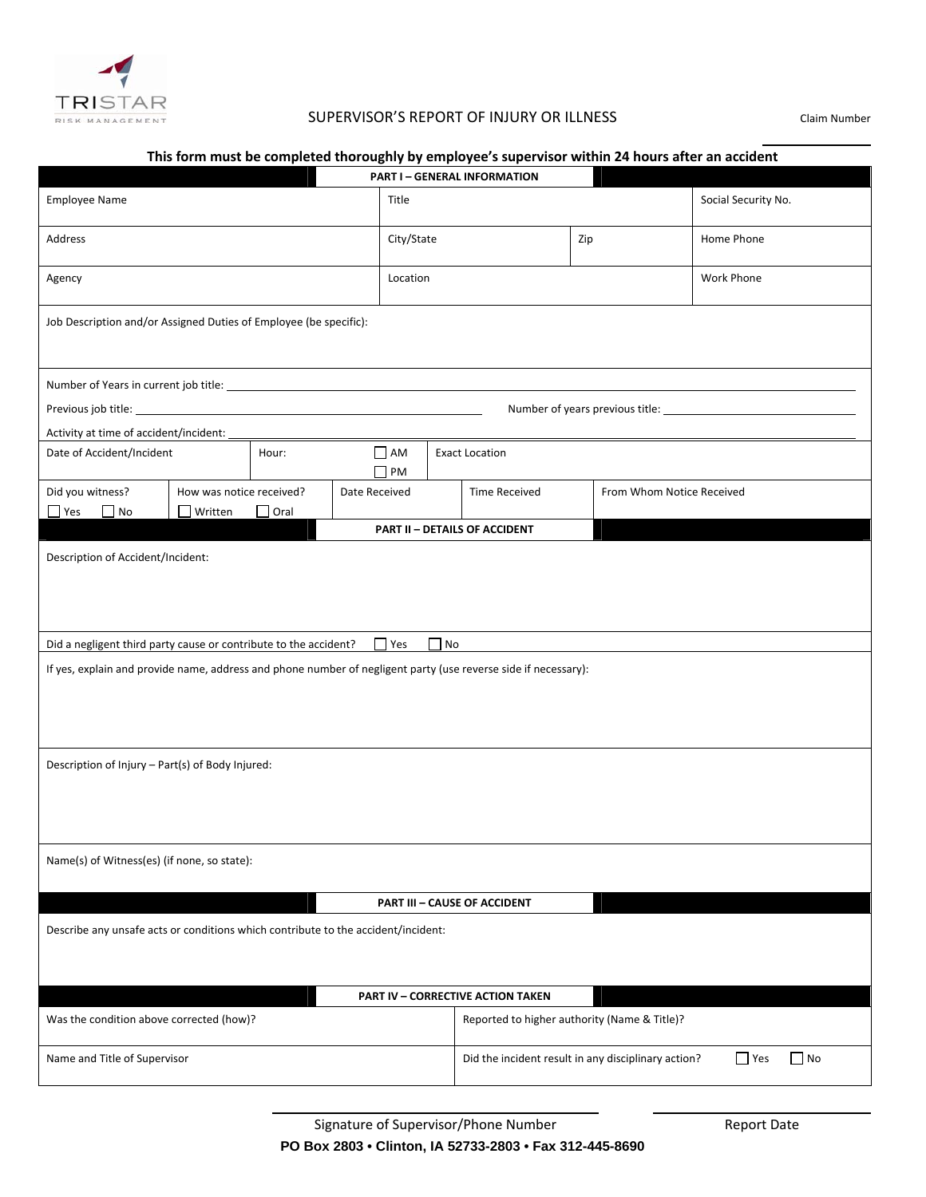TRISTAR
RISK MANAGEMENT

# SUPERVISOR'S REPORT OF INJURY OR ILLNESS

Claim Number ____________

**This form must be completed thoroughly by employee's supervisor within 24 hours after an accident**

## PART I – GENERAL INFORMATION

| Employee Name | Title | | Social Security No. |
|---|---|---|---|
| Address | City/State | Zip | Home Phone |
| Agency | Location | | Work Phone |

Job Description and/or Assigned Duties of Employee (be specific):

Number of Years in current job title: ____________

Previous job title: ____________ Number of years previous title: ____________

Activity at time of accident/incident: ____________

| Date of Accident/Incident | Hour: | ☐ AM ☐ PM | Exact Location | |
|---|---|---|---|---|
| Did you witness? ☐ Yes ☐ No | How was notice received? ☐ Written ☐ Oral | Date Received | Time Received | From Whom Notice Received |

## PART II – DETAILS OF ACCIDENT

Description of Accident/Incident:

Did a negligent third party cause or contribute to the accident? ☐ Yes ☐ No

If yes, explain and provide name, address and phone number of negligent party (use reverse side if necessary):

Description of Injury – Part(s) of Body Injured:

Name(s) of Witness(es) (if none, so state):

## PART III – CAUSE OF ACCIDENT

Describe any unsafe acts or conditions which contribute to the accident/incident:

## PART IV – CORRECTIVE ACTION TAKEN

| Was the condition above corrected (how)? | Reported to higher authority (Name & Title)? |
|---|---|
| Name and Title of Supervisor | Did the incident result in any disciplinary action? ☐ Yes ☐ No |

____________ Signature of Supervisor/Phone Number

____________ Report Date

**PO Box 2803 • Clinton, IA 52733-2803 • Fax 312-445-8690**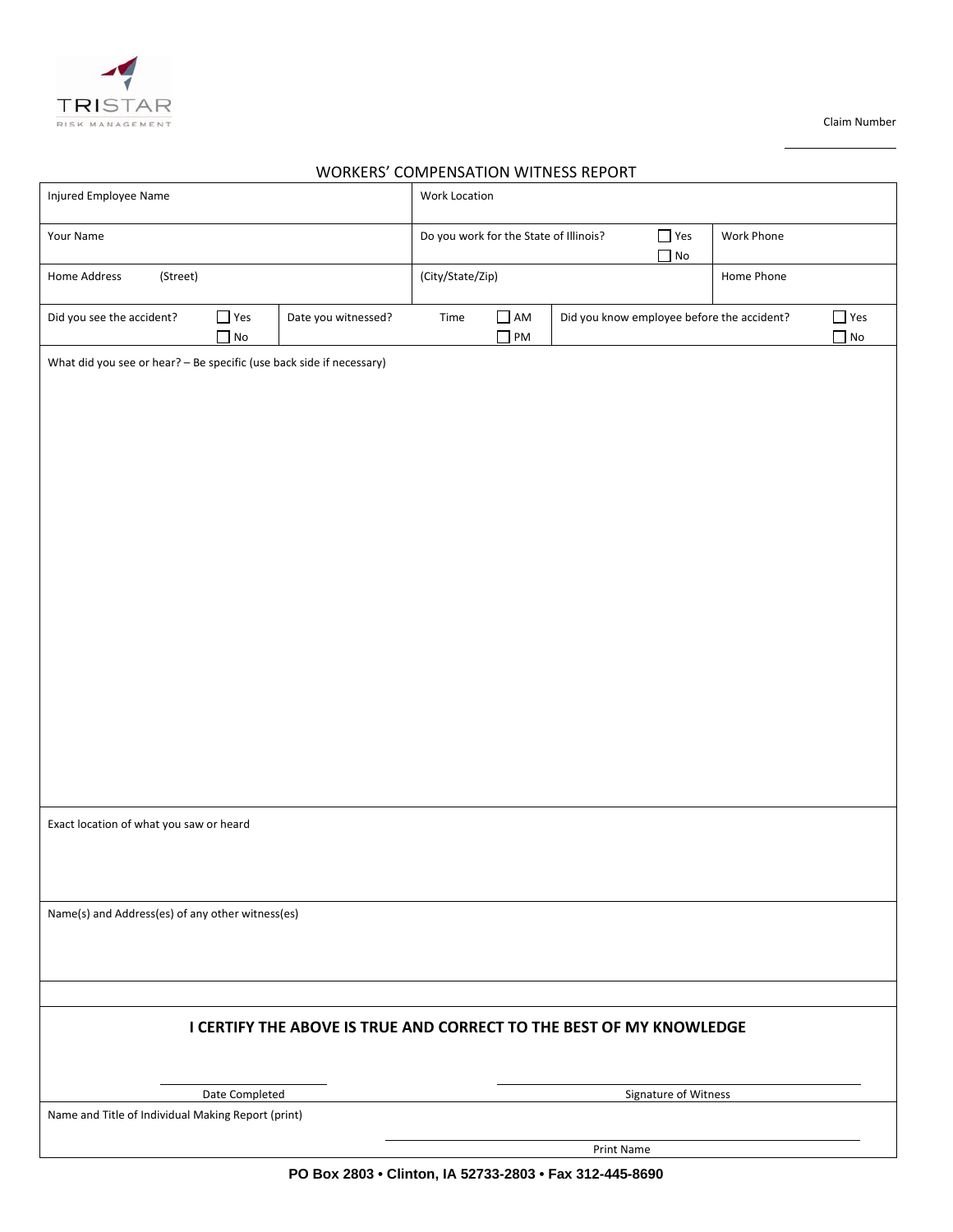TRISTAR
RISK MANAGEMENT

Claim Number

______________

# WORKERS' COMPENSATION WITNESS REPORT

| Injured Employee Name | | Work Location | | |
|---|---|---|---|---|
| Your Name | | Do you work for the State of Illinois? ☐ Yes ☐ No | | Work Phone |
| Home Address (Street) | | (City/State/Zip) | | Home Phone |
| Did you see the accident? ☐ Yes ☐ No | Date you witnessed? | Time ☐ AM ☐ PM | Did you know employee before the accident? ☐ Yes ☐ No | |

What did you see or hear? – Be specific (use back side if necessary)

Exact location of what you saw or heard

Name(s) and Address(es) of any other witness(es)

**I CERTIFY THE ABOVE IS TRUE AND CORRECT TO THE BEST OF MY KNOWLEDGE**

______________________ Date Completed

______________________ Signature of Witness

Name and Title of Individual Making Report (print)

______________________ Print Name

**PO Box 2803 • Clinton, IA 52733-2803 • Fax 312-445-8690**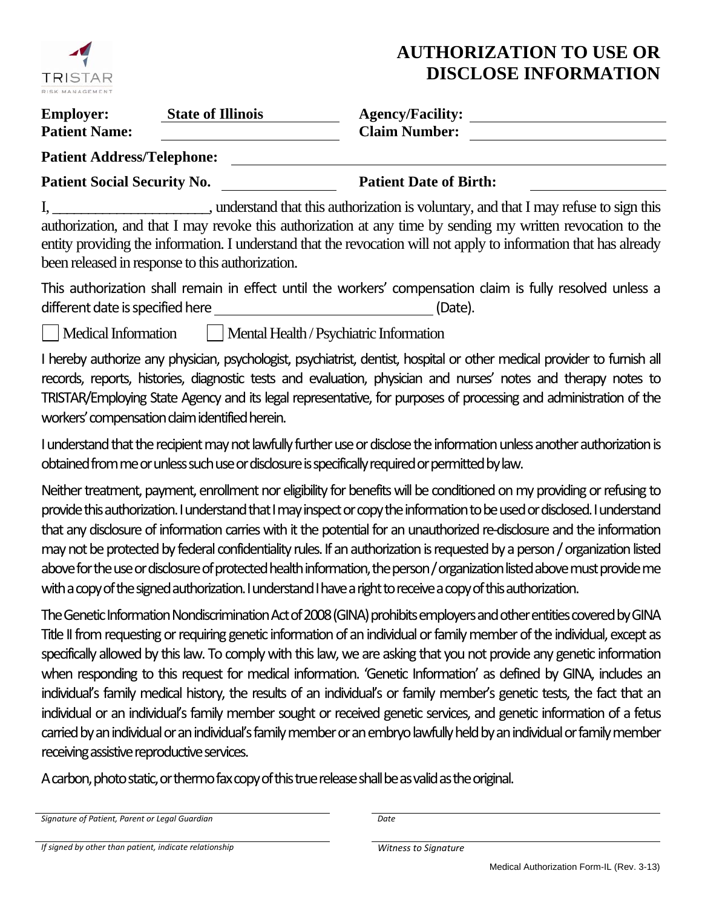TRISTAR RISK MANAGEMENT

# AUTHORIZATION TO USE OR DISCLOSE INFORMATION

**Employer:** **State of Illinois** **Agency/Facility:** ____________________

**Patient Name:** ____________________ **Claim Number:** ____________________

**Patient Address/Telephone:** ________________________________________

**Patient Social Security No.** ______________ **Patient Date of Birth:** ______________

I, ____________________, understand that this authorization is voluntary, and that I may refuse to sign this authorization, and that I may revoke this authorization at any time by sending my written revocation to the entity providing the information. I understand that the revocation will not apply to information that has already been released in response to this authorization.

This authorization shall remain in effect until the workers' compensation claim is fully resolved unless a different date is specified here ____________________ (Date).

☐ Medical Information ☐ Mental Health / Psychiatric Information

I hereby authorize any physician, psychologist, psychiatrist, dentist, hospital or other medical provider to furnish all records, reports, histories, diagnostic tests and evaluation, physician and nurses' notes and therapy notes to TRISTAR/Employing State Agency and its legal representative, for purposes of processing and administration of the workers' compensation claim identified herein.

I understand that the recipient may not lawfully further use or disclose the information unless another authorization is obtained from me or unless such use or disclosure is specifically required or permitted by law.

Neither treatment, payment, enrollment nor eligibility for benefits will be conditioned on my providing or refusing to provide this authorization. I understand that I may inspect or copy the information to be used or disclosed. I understand that any disclosure of information carries with it the potential for an unauthorized re-disclosure and the information may not be protected by federal confidentiality rules. If an authorization is requested by a person / organization listed above for the use or disclosure of protected health information, the person / organization listed above must provide me with a copy of the signed authorization. I understand I have a right to receive a copy of this authorization.

The Genetic Information Nondiscrimination Act of 2008 (GINA) prohibits employers and other entities covered by GINA Title II from requesting or requiring genetic information of an individual or family member of the individual, except as specifically allowed by this law. To comply with this law, we are asking that you not provide any genetic information when responding to this request for medical information. 'Genetic Information' as defined by GINA, includes an individual's family medical history, the results of an individual's or family member's genetic tests, the fact that an individual or an individual's family member sought or received genetic services, and genetic information of a fetus carried by an individual or an individual's family member or an embryo lawfully held by an individual or family member receiving assistive reproductive services.

A carbon, photo static, or thermo fax copy of this true release shall be as valid as the original.

________________________________________ ____________________

*Signature of Patient, Parent or Legal Guardian* *Date*

________________________________________ ____________________

*If signed by other than patient, indicate relationship* *Witness to Signature*

Medical Authorization Form-IL (Rev. 3-13)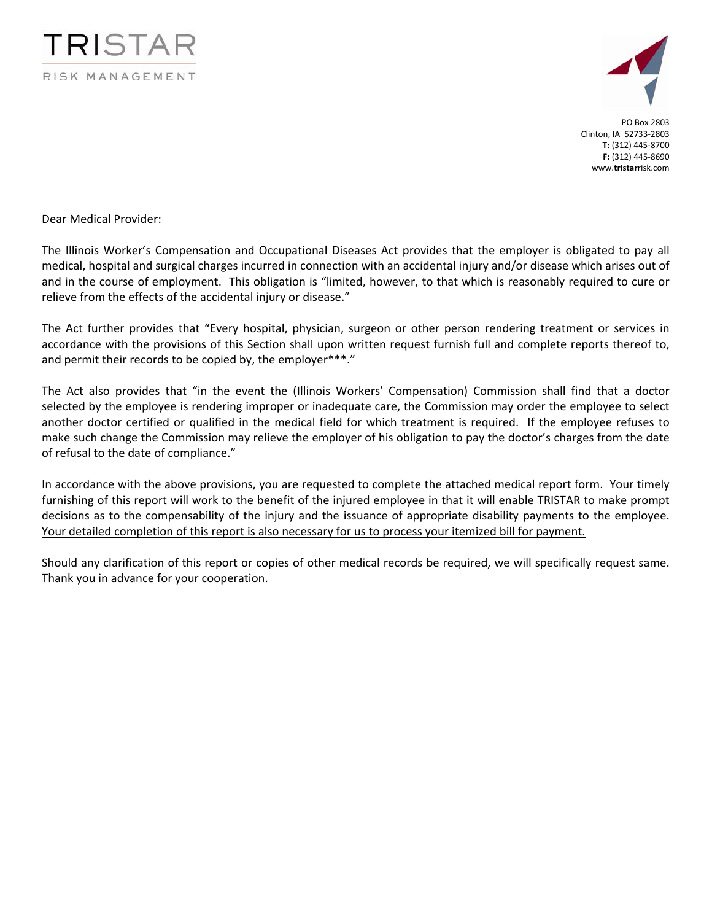TRISTAR

RISK MANAGEMENT

PO Box 2803
Clinton, IA 52733-2803
**T:** (312) 445-8700
**F:** (312) 445-8690
www.**tristar**risk.com

Dear Medical Provider:

The Illinois Worker's Compensation and Occupational Diseases Act provides that the employer is obligated to pay all medical, hospital and surgical charges incurred in connection with an accidental injury and/or disease which arises out of and in the course of employment. This obligation is "limited, however, to that which is reasonably required to cure or relieve from the effects of the accidental injury or disease."

The Act further provides that "Every hospital, physician, surgeon or other person rendering treatment or services in accordance with the provisions of this Section shall upon written request furnish full and complete reports thereof to, and permit their records to be copied by, the employer***."

The Act also provides that "in the event the (Illinois Workers' Compensation) Commission shall find that a doctor selected by the employee is rendering improper or inadequate care, the Commission may order the employee to select another doctor certified or qualified in the medical field for which treatment is required. If the employee refuses to make such change the Commission may relieve the employer of his obligation to pay the doctor's charges from the date of refusal to the date of compliance."

In accordance with the above provisions, you are requested to complete the attached medical report form. Your timely furnishing of this report will work to the benefit of the injured employee in that it will enable TRISTAR to make prompt decisions as to the compensability of the injury and the issuance of appropriate disability payments to the employee. <u>Your detailed completion of this report is also necessary for us to process your itemized bill for payment.</u>

Should any clarification of this report or copies of other medical records be required, we will specifically request same. Thank you in advance for your cooperation.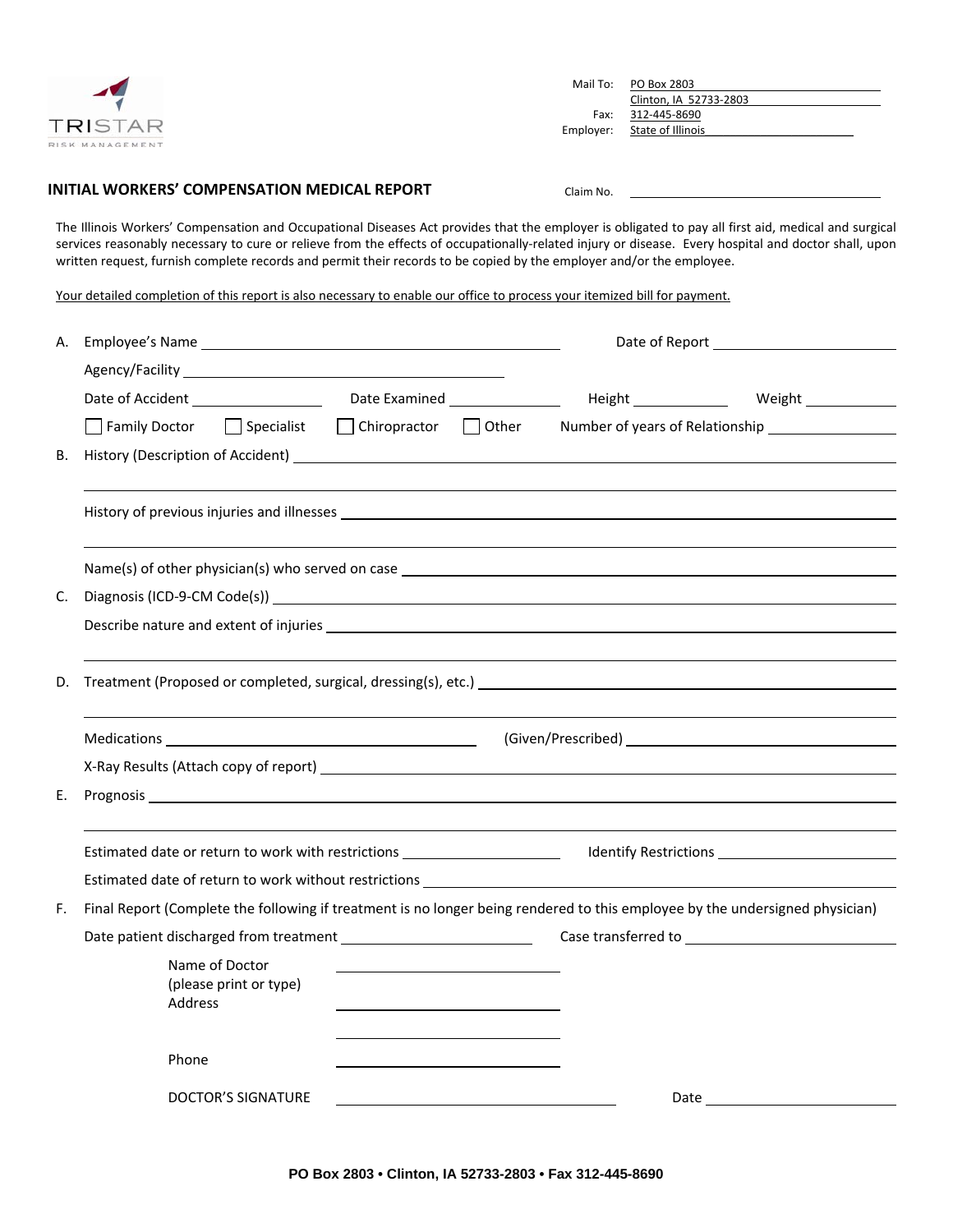TRISTAR
RISK MANAGEMENT

Mail To: PO Box 2803
Clinton, IA 52733-2803
Fax: 312-445-8690
Employer: State of Illinois

## INITIAL WORKERS' COMPENSATION MEDICAL REPORT

Claim No. ______________________

The Illinois Workers' Compensation and Occupational Diseases Act provides that the employer is obligated to pay all first aid, medical and surgical services reasonably necessary to cure or relieve from the effects of occupationally-related injury or disease. Every hospital and doctor shall, upon written request, furnish complete records and permit their records to be copied by the employer and/or the employee.

Your detailed completion of this report is also necessary to enable our office to process your itemized bill for payment.

A. Employee's Name ______________________ Date of Report ______________________

Agency/Facility ______________________

Date of Accident ____________ Date Examined ____________ Height ____________ Weight ____________

☐ Family Doctor ☐ Specialist ☐ Chiropractor ☐ Other Number of years of Relationship ____________

B. History (Description of Accident) ______________________

History of previous injuries and illnesses ______________________

Name(s) of other physician(s) who served on case ______________________

C. Diagnosis (ICD-9-CM Code(s)) ______________________

Describe nature and extent of injuries ______________________

D. Treatment (Proposed or completed, surgical, dressing(s), etc.) ______________________

Medications ______________________ (Given/Prescribed) ______________________

X-Ray Results (Attach copy of report) ______________________

E. Prognosis ______________________

Estimated date or return to work with restrictions ____________ Identify Restrictions ____________

Estimated date of return to work without restrictions ______________________

F. Final Report (Complete the following if treatment is no longer being rendered to this employee by the undersigned physician)

Date patient discharged from treatment ____________ Case transferred to ____________

Name of Doctor
(please print or type) ______________________

Address ______________________

______________________

Phone ______________________

DOCTOR'S SIGNATURE ______________________ Date ____________

**PO Box 2803 • Clinton, IA 52733-2803 • Fax 312-445-8690**